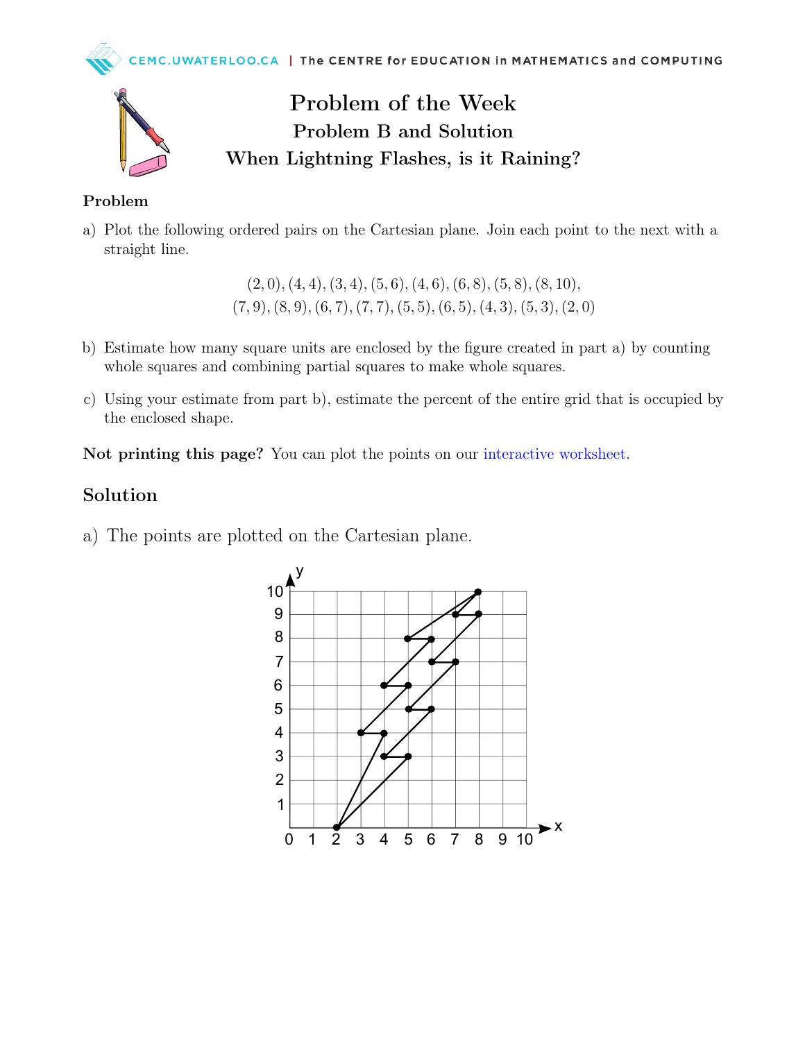# Problem of the Week

## Problem B and Solution

## When Lightning Flashes, is it Raining?

**Problem**

a) Plot the following ordered pairs on the Cartesian plane. Join each point to the next with a straight line.

$$(2,0),(4,4),(3,4),(5,6),(4,6),(6,8),(5,8),(8,10),$$
$$(7,9),(8,9),(6,7),(7,7),(5,5),(6,5),(4,3),(5,3),(2,0)$$

b) Estimate how many square units are enclosed by the figure created in part a) by counting whole squares and combining partial squares to make whole squares.

c) Using your estimate from part b), estimate the percent of the entire grid that is occupied by the enclosed shape.

**Not printing this page?** You can plot the points on our interactive worksheet.

## Solution

a) The points are plotted on the Cartesian plane.

y

10
9
8
7
6
5
4
3
2
1

0 1 2 3 4 5 6 7 8 9 10

x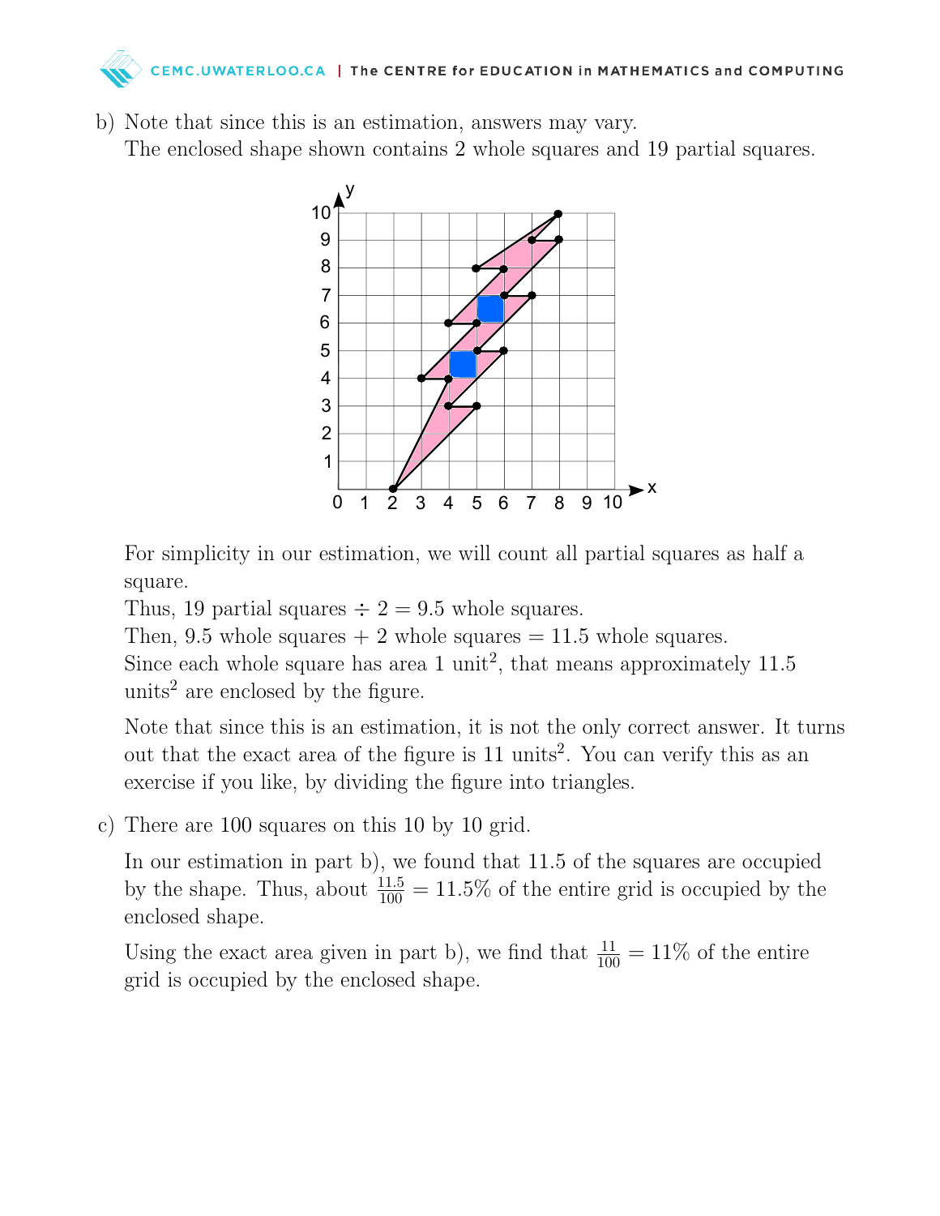b) Note that since this is an estimation, answers may vary.
The enclosed shape shown contains 2 whole squares and 19 partial squares.

y
10
9
8
7
6
5
4
3
2
1
0 1 2 3 4 5 6 7 8 9 10
x

For simplicity in our estimation, we will count all partial squares as half a square.
Thus, 19 partial squares $\div$ 2 = 9.5 whole squares.
Then, 9.5 whole squares + 2 whole squares = 11.5 whole squares.
Since each whole square has area 1 unit$^2$, that means approximately 11.5 units$^2$ are enclosed by the figure.

Note that since this is an estimation, it is not the only correct answer. It turns out that the exact area of the figure is 11 units$^2$. You can verify this as an exercise if you like, by dividing the figure into triangles.

c) There are 100 squares on this 10 by 10 grid.

In our estimation in part b), we found that 11.5 of the squares are occupied by the shape. Thus, about $\frac{11.5}{100} = 11.5\%$ of the entire grid is occupied by the enclosed shape.

Using the exact area given in part b), we find that $\frac{11}{100} = 11\%$ of the entire grid is occupied by the enclosed shape.